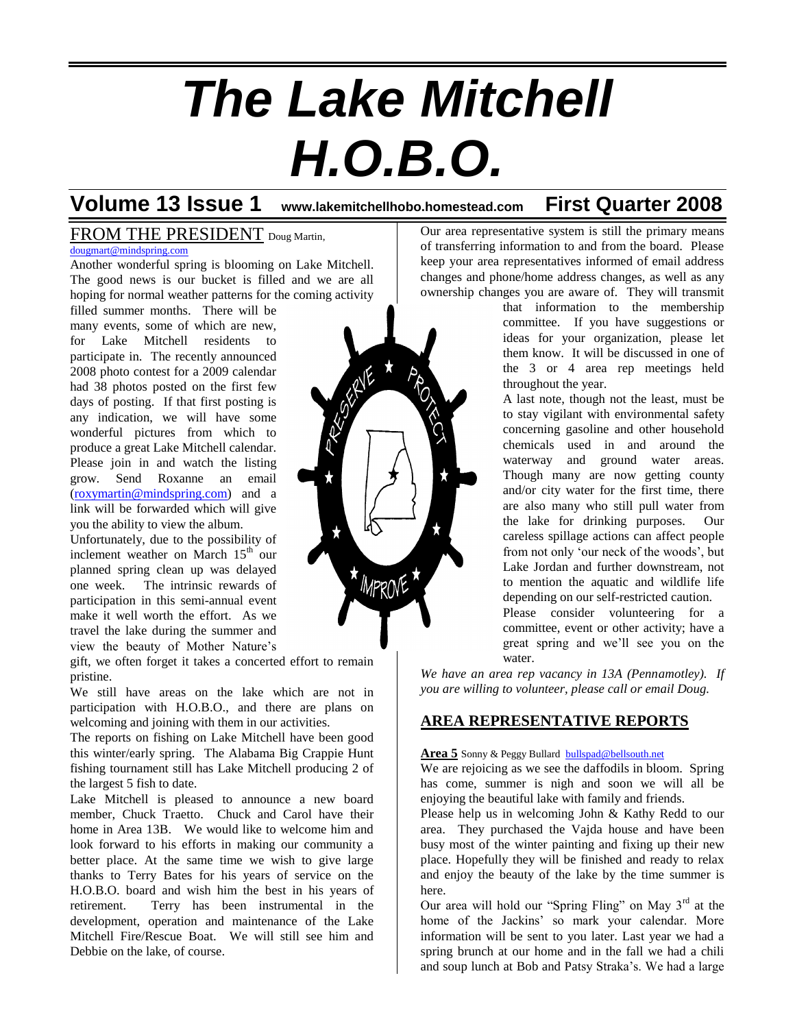# The Lake Mitchell H.O.B.O.

**Volume 13 Issue 1** www.lakemitchellhobo.homestead.com **First Quarter 2008**

## FROM THE PRESIDENT

Doug Martin, dougmart@mindspring.com

Another wonderful spring is blooming on Lake Mitchell. The good news is our bucket is filled and we are all hoping for normal weather patterns for the coming activity filled summer months. There will be many events, some of which are new, for Lake Mitchell residents to participate in. The recently announced 2008 photo contest for a 2009 calendar had 38 photos posted on the first few days of posting. If that first posting is any indication, we will have some wonderful pictures from which to produce a great Lake Mitchell calendar. Please join in and watch the listing grow. Send Roxanne an email (roxymartin@mindspring.com) and a link will be forwarded which will give you the ability to view the album.

Unfortunately, due to the possibility of inclement weather on March 15th our planned spring clean up was delayed one week. The intrinsic rewards of participation in this semi-annual event make it well worth the effort. As we travel the lake during the summer and view the beauty of Mother Nature's gift, we often forget it takes a concerted effort to remain pristine.

We still have areas on the lake which are not in participation with H.O.B.O., and there are plans on welcoming and joining with them in our activities.

The reports on fishing on Lake Mitchell have been good this winter/early spring. The Alabama Big Crappie Hunt fishing tournament still has Lake Mitchell producing 2 of the largest 5 fish to date.

Lake Mitchell is pleased to announce a new board member, Chuck Traetto. Chuck and Carol have their home in Area 13B. We would like to welcome him and look forward to his efforts in making our community a better place. At the same time we wish to give large thanks to Terry Bates for his years of service on the H.O.B.O. board and wish him the best in his years of retirement. Terry has been instrumental in the development, operation and maintenance of the Lake Mitchell Fire/Rescue Boat. We will still see him and Debbie on the lake, of course.

Our area representative system is still the primary means of transferring information to and from the board. Please keep your area representatives informed of email address changes and phone/home address changes, as well as any ownership changes you are aware of. They will transmit that information to the membership committee. If you have suggestions or ideas for your organization, please let them know. It will be discussed in one of the 3 or 4 area rep meetings held throughout the year.

A last note, though not the least, must be to stay vigilant with environmental safety concerning gasoline and other household chemicals used in and around the waterway and ground water areas. Though many are now getting county and/or city water for the first time, there are also many who still pull water from the lake for drinking purposes. Our careless spillage actions can affect people from not only 'our neck of the woods', but Lake Jordan and further downstream, not to mention the aquatic and wildlife life depending on our self-restricted caution.

Please consider volunteering for a committee, event or other activity; have a great spring and we'll see you on the water.

*We have an area rep vacancy in 13A (Pennamotley). If you are willing to volunteer, please call or email Doug.*

## AREA REPRESENTATIVE REPORTS

**Area 5** Sonny & Peggy Bullard bullspad@bellsouth.net

We are rejoicing as we see the daffodils in bloom. Spring has come, summer is nigh and soon we will all be enjoying the beautiful lake with family and friends.

Please help us in welcoming John & Kathy Redd to our area. They purchased the Vajda house and have been busy most of the winter painting and fixing up their new place. Hopefully they will be finished and ready to relax and enjoy the beauty of the lake by the time summer is here.

Our area will hold our "Spring Fling" on May 3rd at the home of the Jackins' so mark your calendar. More information will be sent to you later. Last year we had a spring brunch at our home and in the fall we had a chili and soup lunch at Bob and Patsy Straka's. We had a large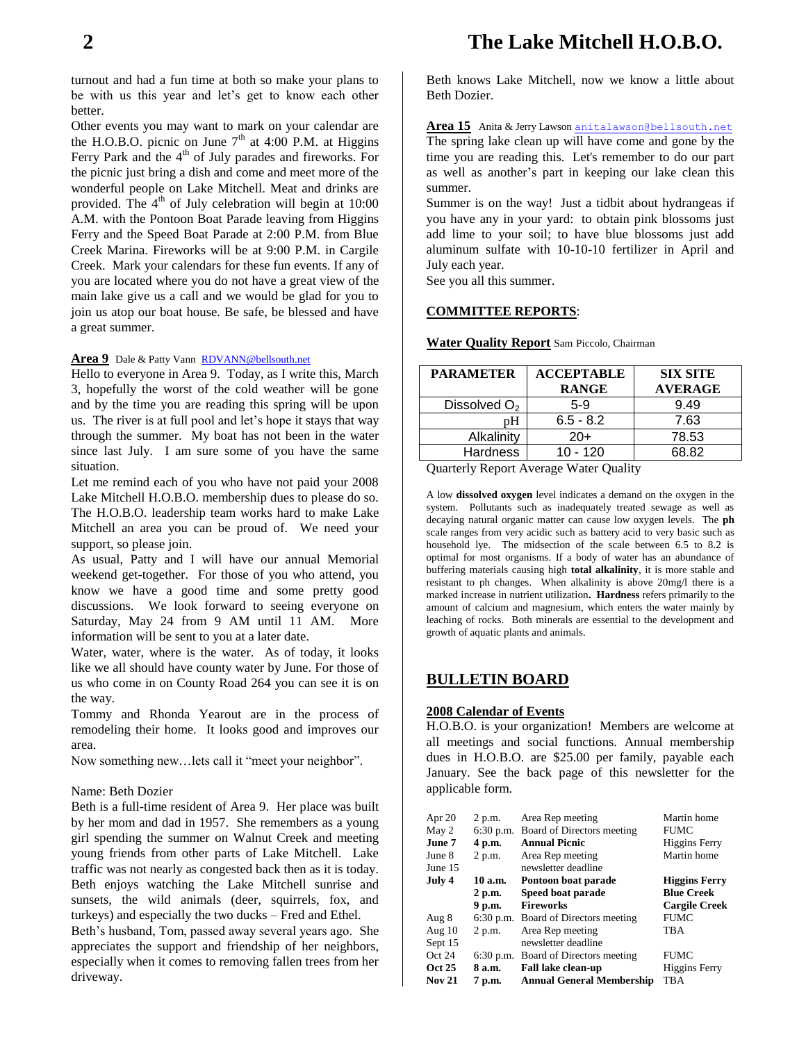turnout and had a fun time at both so make your plans to be with us this year and let's get to know each other better.

Other events you may want to mark on your calendar are the H.O.B.O. picnic on June 7th at 4:00 P.M. at Higgins Ferry Park and the 4th of July parades and fireworks. For the picnic just bring a dish and come and meet more of the wonderful people on Lake Mitchell. Meat and drinks are provided. The 4th of July celebration will begin at 10:00 A.M. with the Pontoon Boat Parade leaving from Higgins Ferry and the Speed Boat Parade at 2:00 P.M. from Blue Creek Marina. Fireworks will be at 9:00 P.M. in Cargile Creek. Mark your calendars for these fun events. If any of you are located where you do not have a great view of the main lake give us a call and we would be glad for you to join us atop our boat house. Be safe, be blessed and have a great summer.

**Area 9** Dale & Patty Vann RDVANN@bellsouth.net

Hello to everyone in Area 9. Today, as I write this, March 3, hopefully the worst of the cold weather will be gone and by the time you are reading this spring will be upon us. The river is at full pool and let's hope it stays that way through the summer. My boat has not been in the water since last July. I am sure some of you have the same situation.

Let me remind each of you who have not paid your 2008 Lake Mitchell H.O.B.O. membership dues to please do so. The H.O.B.O. leadership team works hard to make Lake Mitchell an area you can be proud of. We need your support, so please join.

As usual, Patty and I will have our annual Memorial weekend get-together. For those of you who attend, you know we have a good time and some pretty good discussions. We look forward to seeing everyone on Saturday, May 24 from 9 AM until 11 AM. More information will be sent to you at a later date.

Water, water, where is the water. As of today, it looks like we all should have county water by June. For those of us who come in on County Road 264 you can see it is on the way.

Tommy and Rhonda Yearout are in the process of remodeling their home. It looks good and improves our area.

Now something new…lets call it "meet your neighbor".

Name: Beth Dozier

Beth is a full-time resident of Area 9. Her place was built by her mom and dad in 1957. She remembers as a young girl spending the summer on Walnut Creek and meeting young friends from other parts of Lake Mitchell. Lake traffic was not nearly as congested back then as it is today. Beth enjoys watching the Lake Mitchell sunrise and sunsets, the wild animals (deer, squirrels, fox, and turkeys) and especially the two ducks – Fred and Ethel.

Beth's husband, Tom, passed away several years ago. She appreciates the support and friendship of her neighbors, especially when it comes to removing fallen trees from her driveway.

Beth knows Lake Mitchell, now we know a little about Beth Dozier.

**Area 15** Anita & Jerry Lawson anitalawson@bellsouth.net

The spring lake clean up will have come and gone by the time you are reading this. Let's remember to do our part as well as another's part in keeping our lake clean this summer.

Summer is on the way! Just a tidbit about hydrangeas if you have any in your yard: to obtain pink blossoms just add lime to your soil; to have blue blossoms just add aluminum sulfate with 10-10-10 fertilizer in April and July each year.

See you all this summer.

## COMMITTEE REPORTS:

**Water Quality Report** Sam Piccolo, Chairman

| PARAMETER | ACCEPTABLE RANGE | SIX SITE AVERAGE |
|---|---|---|
| Dissolved $O_2$ | 5-9 | 9.49 |
| pH | 6.5 - 8.2 | 7.63 |
| Alkalinity | 20+ | 78.53 |
| Hardness | 10 - 120 | 68.82 |

Quarterly Report Average Water Quality

A low **dissolved oxygen** level indicates a demand on the oxygen in the system. Pollutants such as inadequately treated sewage as well as decaying natural organic matter can cause low oxygen levels. The **ph** scale ranges from very acidic such as battery acid to very basic such as household lye. The midsection of the scale between 6.5 to 8.2 is optimal for most organisms. If a body of water has an abundance of buffering materials causing high **total alkalinity**, it is more stable and resistant to ph changes. When alkalinity is above 20mg/l there is a marked increase in nutrient utilization**. Hardness** refers primarily to the amount of calcium and magnesium, which enters the water mainly by leaching of rocks. Both minerals are essential to the development and growth of aquatic plants and animals.

## BULLETIN BOARD

**2008 Calendar of Events**

H.O.B.O. is your organization! Members are welcome at all meetings and social functions. Annual membership dues in H.O.B.O. are $25.00 per family, payable each January. See the back page of this newsletter for the applicable form.

| | | | |
|---|---|---|---|
| Apr 20 | 2 p.m. | Area Rep meeting | Martin home |
| May 2 | 6:30 p.m. | Board of Directors meeting | FUMC |
| **June 7** | **4 p.m.** | **Annual Picnic** | Higgins Ferry |
| June 8 | 2 p.m. | Area Rep meeting | Martin home |
| June 15 | | newsletter deadline | |
| **July 4** | **10 a.m.** | **Pontoon boat parade** | **Higgins Ferry** |
| | **2 p.m.** | **Speed boat parade** | **Blue Creek** |
| | **9 p.m.** | **Fireworks** | **Cargile Creek** |
| Aug 8 | 6:30 p.m. | Board of Directors meeting | FUMC |
| Aug 10 | 2 p.m. | Area Rep meeting | TBA |
| Sept 15 | | newsletter deadline | |
| Oct 24 | 6:30 p.m. | Board of Directors meeting | FUMC |
| **Oct 25** | **8 a.m.** | **Fall lake clean-up** | Higgins Ferry |
| **Nov 21** | **7 p.m.** | **Annual General Membership** | TBA |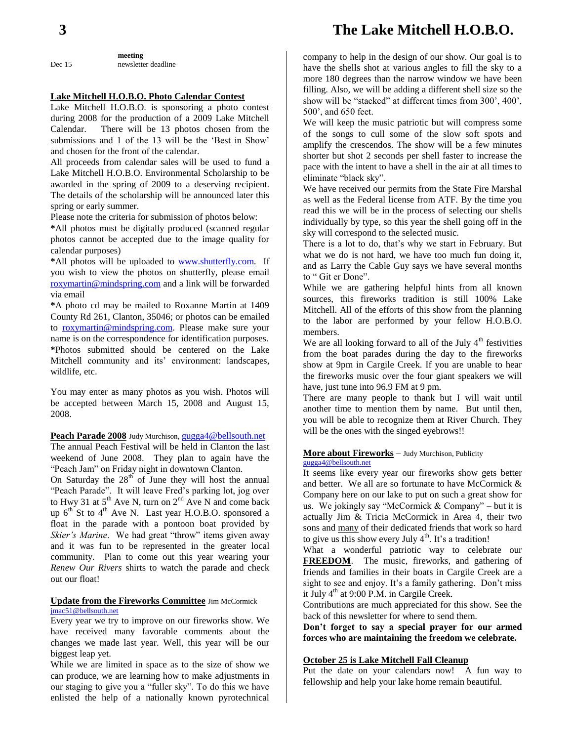| | meeting |
|---|---|
| Dec 15 | newsletter deadline |

## Lake Mitchell H.O.B.O. Photo Calendar Contest

Lake Mitchell H.O.B.O. is sponsoring a photo contest during 2008 for the production of a 2009 Lake Mitchell Calendar. There will be 13 photos chosen from the submissions and 1 of the 13 will be the 'Best in Show' and chosen for the front of the calendar.

All proceeds from calendar sales will be used to fund a Lake Mitchell H.O.B.O. Environmental Scholarship to be awarded in the spring of 2009 to a deserving recipient. The details of the scholarship will be announced later this spring or early summer.

Please note the criteria for submission of photos below:

**\***All photos must be digitally produced (scanned regular photos cannot be accepted due to the image quality for calendar purposes)

**\***All photos will be uploaded to www.shutterfly.com. If you wish to view the photos on shutterfly, please email roxymartin@mindspring.com and a link will be forwarded via email

**\***A photo cd may be mailed to Roxanne Martin at 1409 County Rd 261, Clanton, 35046; or photos can be emailed to roxymartin@mindspring.com. Please make sure your name is on the correspondence for identification purposes.

**\***Photos submitted should be centered on the Lake Mitchell community and its' environment: landscapes, wildlife, etc.

You may enter as many photos as you wish. Photos will be accepted between March 15, 2008 and August 15, 2008.

## Peach Parade 2008 Judy Murchison, gugga4@bellsouth.net

The annual Peach Festival will be held in Clanton the last weekend of June 2008. They plan to again have the "Peach Jam" on Friday night in downtown Clanton.

On Saturday the 28th of June they will host the annual "Peach Parade". It will leave Fred's parking lot, jog over to Hwy 31 at 5th Ave N, turn on 2nd Ave N and come back up 6th St to 4th Ave N. Last year H.O.B.O. sponsored a float in the parade with a pontoon boat provided by *Skier's Marine*. We had great "throw" items given away and it was fun to be represented in the greater local community. Plan to come out this year wearing your *Renew Our Rivers* shirts to watch the parade and check out our float!

## Update from the Fireworks Committee Jim McCormick jmac51@bellsouth.net

Every year we try to improve on our fireworks show. We have received many favorable comments about the changes we made last year. Well, this year will be our biggest leap yet.

While we are limited in space as to the size of show we can produce, we are learning how to make adjustments in our staging to give you a "fuller sky". To do this we have enlisted the help of a nationally known pyrotechnical company to help in the design of our show. Our goal is to have the shells shot at various angles to fill the sky to a more 180 degrees than the narrow window we have been filling. Also, we will be adding a different shell size so the show will be "stacked" at different times from 300', 400', 500', and 650 feet.

We will keep the music patriotic but will compress some of the songs to cull some of the slow soft spots and amplify the crescendos. The show will be a few minutes shorter but shot 2 seconds per shell faster to increase the pace with the intent to have a shell in the air at all times to eliminate "black sky".

We have received our permits from the State Fire Marshal as well as the Federal license from ATF. By the time you read this we will be in the process of selecting our shells individually by type, so this year the shell going off in the sky will correspond to the selected music.

There is a lot to do, that's why we start in February. But what we do is not hard, we have too much fun doing it, and as Larry the Cable Guy says we have several months to " Git er Done".

While we are gathering helpful hints from all known sources, this fireworks tradition is still 100% Lake Mitchell. All of the efforts of this show from the planning to the labor are performed by your fellow H.O.B.O. members.

We are all looking forward to all of the July 4th festivities from the boat parades during the day to the fireworks show at 9pm in Cargile Creek. If you are unable to hear the fireworks music over the four giant speakers we will have, just tune into 96.9 FM at 9 pm.

There are many people to thank but I will wait until another time to mention them by name. But until then, you will be able to recognize them at River Church. They will be the ones with the singed eyebrows!!

## More about Fireworks – Judy Murchison, Publicity gugga4@bellsouth.net

It seems like every year our fireworks show gets better and better. We all are so fortunate to have McCormick & Company here on our lake to put on such a great show for us. We jokingly say "McCormick & Company" – but it is actually Jim & Tricia McCormick in Area 4, their two sons and many of their dedicated friends that work so hard to give us this show every July 4th. It's a tradition!

What a wonderful patriotic way to celebrate our **FREEDOM**. The music, fireworks, and gathering of friends and families in their boats in Cargile Creek are a sight to see and enjoy. It's a family gathering. Don't miss it July 4th at 9:00 P.M. in Cargile Creek.

Contributions are much appreciated for this show. See the back of this newsletter for where to send them.

**Don't forget to say a special prayer for our armed forces who are maintaining the freedom we celebrate.**

## October 25 is Lake Mitchell Fall Cleanup

Put the date on your calendars now! A fun way to fellowship and help your lake home remain beautiful.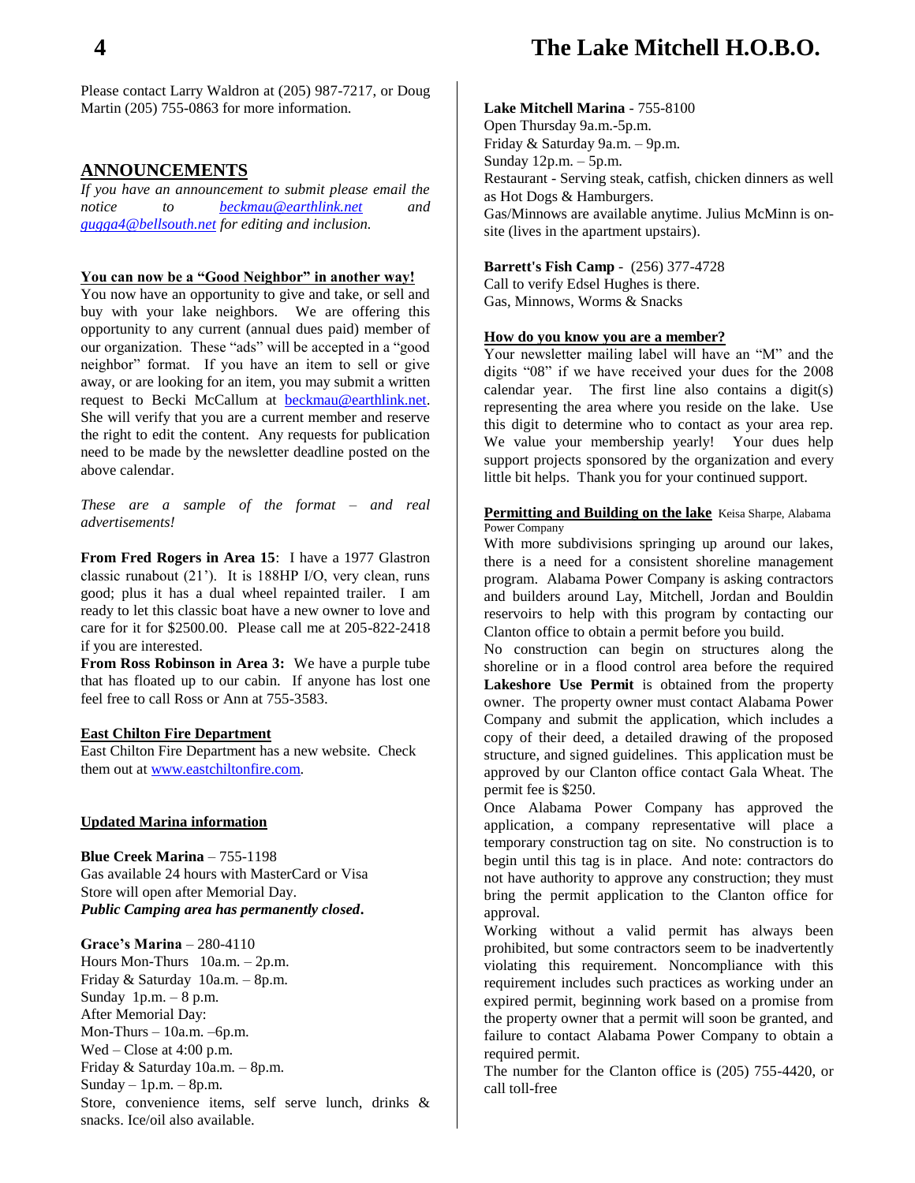Please contact Larry Waldron at (205) 987-7217, or Doug Martin (205) 755-0863 for more information.

## ANNOUNCEMENTS

*If you have an announcement to submit please email the notice to beckmau@earthlink.net and gugga4@bellsouth.net for editing and inclusion.*

### You can now be a "Good Neighbor" in another way!

You now have an opportunity to give and take, or sell and buy with your lake neighbors. We are offering this opportunity to any current (annual dues paid) member of our organization. These "ads" will be accepted in a "good neighbor" format. If you have an item to sell or give away, or are looking for an item, you may submit a written request to Becki McCallum at beckmau@earthlink.net. She will verify that you are a current member and reserve the right to edit the content. Any requests for publication need to be made by the newsletter deadline posted on the above calendar.

*These are a sample of the format – and real advertisements!*

**From Fred Rogers in Area 15**: I have a 1977 Glastron classic runabout (21'). It is 188HP I/O, very clean, runs good; plus it has a dual wheel repainted trailer. I am ready to let this classic boat have a new owner to love and care for it for $2500.00. Please call me at 205-822-2418 if you are interested.

**From Ross Robinson in Area 3:** We have a purple tube that has floated up to our cabin. If anyone has lost one feel free to call Ross or Ann at 755-3583.

### East Chilton Fire Department

East Chilton Fire Department has a new website. Check them out at www.eastchiltonfire.com.

### Updated Marina information

**Blue Creek Marina** – 755-1198
Gas available 24 hours with MasterCard or Visa
Store will open after Memorial Day.
***Public Camping area has permanently closed.***

**Grace's Marina** – 280-4110
Hours Mon-Thurs 10a.m. – 2p.m.
Friday & Saturday 10a.m. – 8p.m.
Sunday 1p.m. – 8 p.m.
After Memorial Day:
Mon-Thurs – 10a.m. –6p.m.
Wed – Close at 4:00 p.m.
Friday & Saturday 10a.m. – 8p.m.
Sunday – 1p.m. – 8p.m.
Store, convenience items, self serve lunch, drinks & snacks. Ice/oil also available.

**Lake Mitchell Marina** - 755-8100
Open Thursday 9a.m.-5p.m.
Friday & Saturday 9a.m. – 9p.m.
Sunday 12p.m. – 5p.m.
Restaurant - Serving steak, catfish, chicken dinners as well as Hot Dogs & Hamburgers.
Gas/Minnows are available anytime. Julius McMinn is on-site (lives in the apartment upstairs).

**Barrett's Fish Camp** - (256) 377-4728
Call to verify Edsel Hughes is there.
Gas, Minnows, Worms & Snacks

### How do you know you are a member?

Your newsletter mailing label will have an "M" and the digits "08" if we have received your dues for the 2008 calendar year. The first line also contains a digit(s) representing the area where you reside on the lake. Use this digit to determine who to contact as your area rep. We value your membership yearly! Your dues help support projects sponsored by the organization and every little bit helps. Thank you for your continued support.

### Permitting and Building on the lake

Keisa Sharpe, Alabama Power Company

With more subdivisions springing up around our lakes, there is a need for a consistent shoreline management program. Alabama Power Company is asking contractors and builders around Lay, Mitchell, Jordan and Bouldin reservoirs to help with this program by contacting our Clanton office to obtain a permit before you build.

No construction can begin on structures along the shoreline or in a flood control area before the required **Lakeshore Use Permit** is obtained from the property owner. The property owner must contact Alabama Power Company and submit the application, which includes a copy of their deed, a detailed drawing of the proposed structure, and signed guidelines. This application must be approved by our Clanton office contact Gala Wheat. The permit fee is $250.

Once Alabama Power Company has approved the application, a company representative will place a temporary construction tag on site. No construction is to begin until this tag is in place. And note: contractors do not have authority to approve any construction; they must bring the permit application to the Clanton office for approval.

Working without a valid permit has always been prohibited, but some contractors seem to be inadvertently violating this requirement. Noncompliance with this requirement includes such practices as working under an expired permit, beginning work based on a promise from the property owner that a permit will soon be granted, and failure to contact Alabama Power Company to obtain a required permit.

The number for the Clanton office is (205) 755-4420, or call toll-free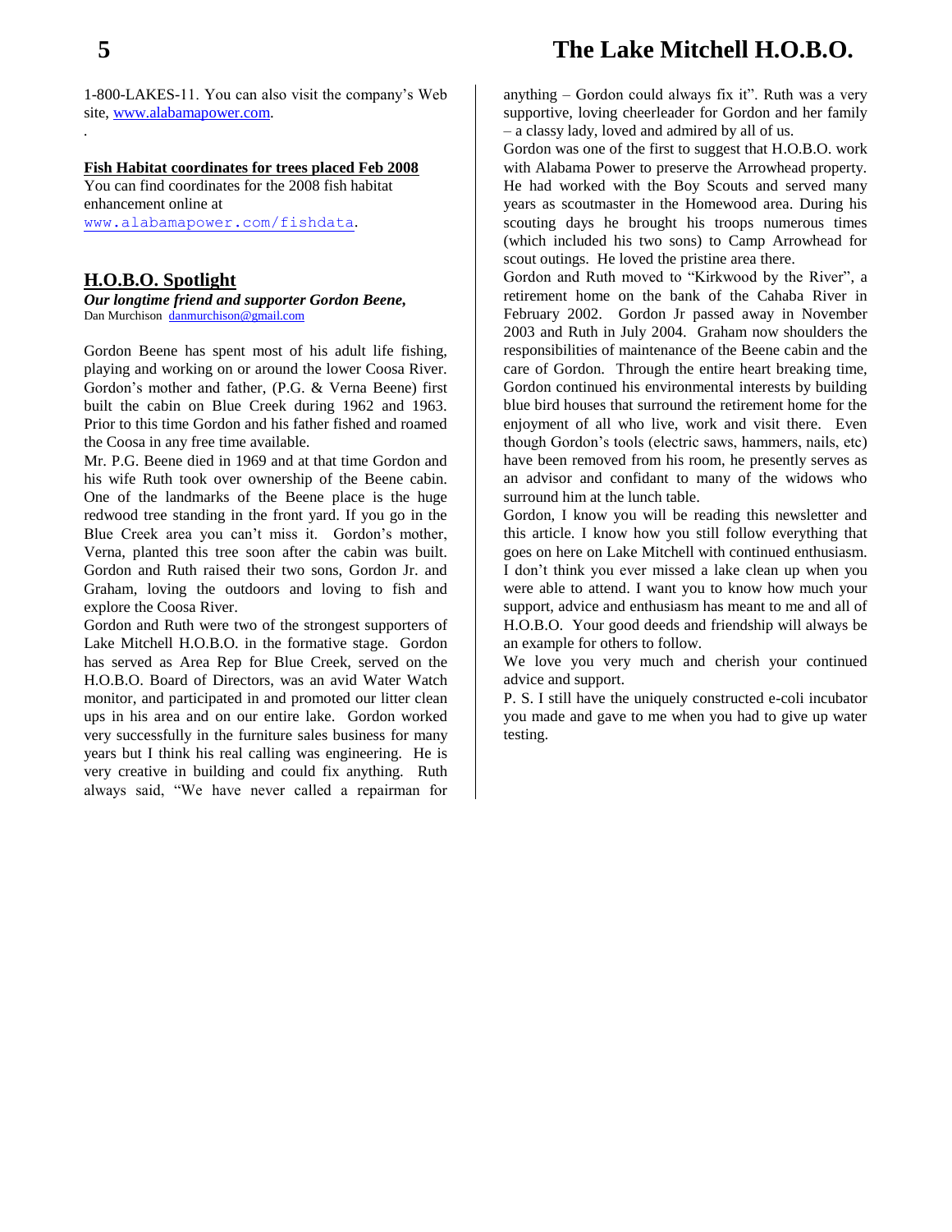1-800-LAKES-11. You can also visit the company's Web site, www.alabamapower.com.

.

**Fish Habitat coordinates for trees placed Feb 2008**

You can find coordinates for the 2008 fish habitat enhancement online at www.alabamapower.com/fishdata.

## H.O.B.O. Spotlight

***Our longtime friend and supporter Gordon Beene,***

Dan Murchison danmurchison@gmail.com

Gordon Beene has spent most of his adult life fishing, playing and working on or around the lower Coosa River. Gordon's mother and father, (P.G. & Verna Beene) first built the cabin on Blue Creek during 1962 and 1963. Prior to this time Gordon and his father fished and roamed the Coosa in any free time available.

Mr. P.G. Beene died in 1969 and at that time Gordon and his wife Ruth took over ownership of the Beene cabin. One of the landmarks of the Beene place is the huge redwood tree standing in the front yard. If you go in the Blue Creek area you can't miss it. Gordon's mother, Verna, planted this tree soon after the cabin was built. Gordon and Ruth raised their two sons, Gordon Jr. and Graham, loving the outdoors and loving to fish and explore the Coosa River.

Gordon and Ruth were two of the strongest supporters of Lake Mitchell H.O.B.O. in the formative stage. Gordon has served as Area Rep for Blue Creek, served on the H.O.B.O. Board of Directors, was an avid Water Watch monitor, and participated in and promoted our litter clean ups in his area and on our entire lake. Gordon worked very successfully in the furniture sales business for many years but I think his real calling was engineering. He is very creative in building and could fix anything. Ruth always said, "We have never called a repairman for anything – Gordon could always fix it". Ruth was a very supportive, loving cheerleader for Gordon and her family – a classy lady, loved and admired by all of us.

Gordon was one of the first to suggest that H.O.B.O. work with Alabama Power to preserve the Arrowhead property. He had worked with the Boy Scouts and served many years as scoutmaster in the Homewood area. During his scouting days he brought his troops numerous times (which included his two sons) to Camp Arrowhead for scout outings. He loved the pristine area there.

Gordon and Ruth moved to "Kirkwood by the River", a retirement home on the bank of the Cahaba River in February 2002. Gordon Jr passed away in November 2003 and Ruth in July 2004. Graham now shoulders the responsibilities of maintenance of the Beene cabin and the care of Gordon. Through the entire heart breaking time, Gordon continued his environmental interests by building blue bird houses that surround the retirement home for the enjoyment of all who live, work and visit there. Even though Gordon's tools (electric saws, hammers, nails, etc) have been removed from his room, he presently serves as an advisor and confidant to many of the widows who surround him at the lunch table.

Gordon, I know you will be reading this newsletter and this article. I know how you still follow everything that goes on here on Lake Mitchell with continued enthusiasm. I don't think you ever missed a lake clean up when you were able to attend. I want you to know how much your support, advice and enthusiasm has meant to me and all of H.O.B.O. Your good deeds and friendship will always be an example for others to follow.

We love you very much and cherish your continued advice and support.

P. S. I still have the uniquely constructed e-coli incubator you made and gave to me when you had to give up water testing.